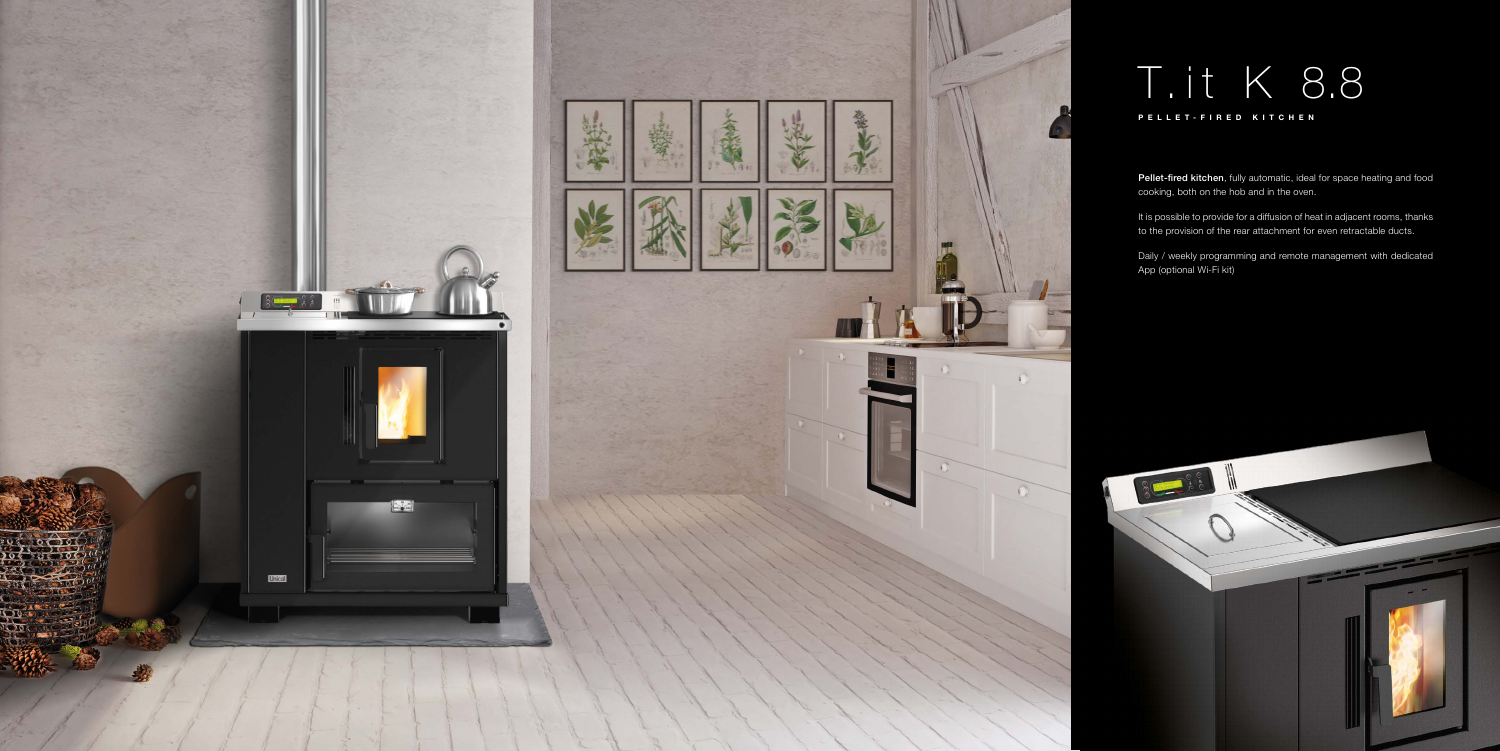# T.it K 8.8

**PELLET-FIRED KITCHEN**

**Pellet-fired kitchen**, fully automatic, ideal for space heating and food cooking, both on the hob and in the oven.

It is possible to provide for a diffusion of heat in adjacent rooms, thanks to the provision of the rear attachment for even retractable ducts.

Daily / weekly programming and remote management with dedicated App (optional Wi-Fi kit)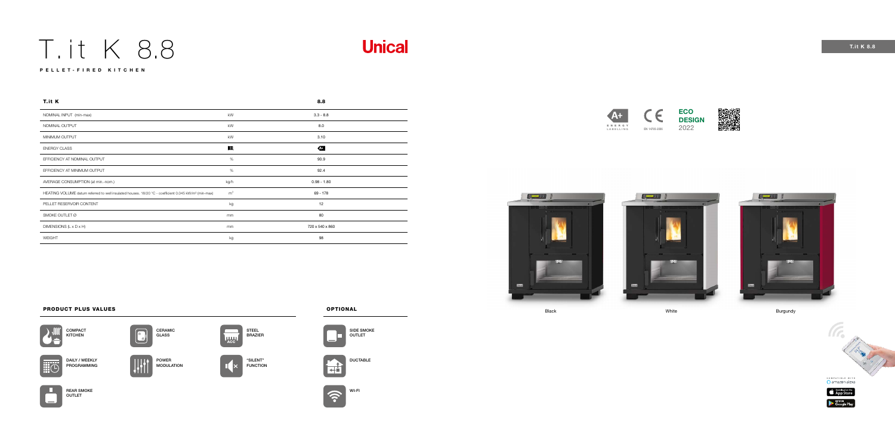# T.it K 8.8

**PELLET-FIRED KITCHEN**

| T.it K | | 8.8 |
|---|---|---|
| NOMINAL INPUT (min-max) | kW | 3.3 - 8.8 |
| NOMINAL OUTPUT | kW | 8.0 |
| MINIMUM OUTPUT | kW | 3.10 |
| ENERGY CLASS | | A+ |
| EFFICIENCY AT NOMINAL OUTPUT | % | 90.9 |
| EFFICIENCY AT MINIMUM OUTPUT | % | 92.4 |
| AVERAGE CONSUMPTION (at min.-nom.) | kg/h | 0.98 - 1.80 |
| HEATING VOLUME datum referred to well insulated houses. 18/20 °C - coefficient 0.045 kW/m³ (min-max) | m³ | 69 - 178 |
| PELLET RESERVOIR CONTENT | kg | 12 |
| SMOKE OUTLET Ø | mm | 80 |
| DIMENSIONS (L x D x H) | mm | 720 x 540 x 860 |
| WEIGHT | kg | 98 |

A+ ENERGY LABELLING

CE EN 14785-2006

ECO DESIGN 2022

Black

White

Burgundy

COMPATIBLE WITH amazon alexa

App Store

Google Play

### PRODUCT PLUS VALUES

- COMPACT KITCHEN
- CERAMIC GLASS
- STEEL BRAZIER
- DAILY / WEEKLY PROGRAMMING
- POWER MODULATION
- "SILENT" FUNCTION
- REAR SMOKE OUTLET

### OPTIONAL

- SIDE SMOKE OUTLET
- DUCTABLE
- WI-FI